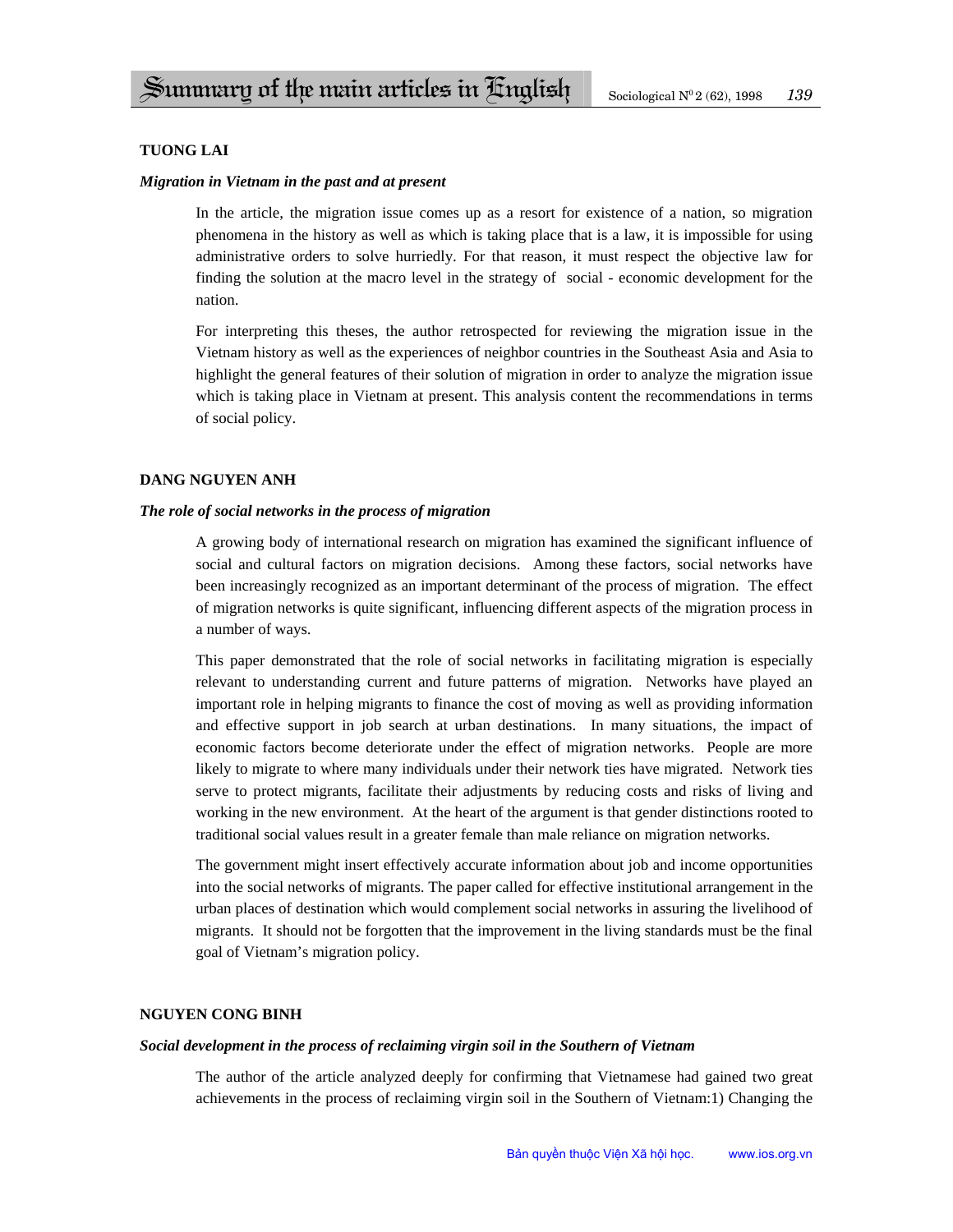# Summary of the main articles in English

**TUONG LAI**

***Migration in Vietnam in the past and at present***

In the article, the migration issue comes up as a resort for existence of a nation, so migration phenomena in the history as well as which is taking place that is a law, it is impossible for using administrative orders to solve hurriedly. For that reason, it must respect the objective law for finding the solution at the macro level in the strategy of social - economic development for the nation.

For interpreting this theses, the author retrospected for reviewing the migration issue in the Vietnam history as well as the experiences of neighbor countries in the Southeast Asia and Asia to highlight the general features of their solution of migration in order to analyze the migration issue which is taking place in Vietnam at present. This analysis content the recommendations in terms of social policy.

**DANG NGUYEN ANH**

***The role of social networks in the process of migration***

A growing body of international research on migration has examined the significant influence of social and cultural factors on migration decisions. Among these factors, social networks have been increasingly recognized as an important determinant of the process of migration. The effect of migration networks is quite significant, influencing different aspects of the migration process in a number of ways.

This paper demonstrated that the role of social networks in facilitating migration is especially relevant to understanding current and future patterns of migration. Networks have played an important role in helping migrants to finance the cost of moving as well as providing information and effective support in job search at urban destinations. In many situations, the impact of economic factors become deteriorate under the effect of migration networks. People are more likely to migrate to where many individuals under their network ties have migrated. Network ties serve to protect migrants, facilitate their adjustments by reducing costs and risks of living and working in the new environment. At the heart of the argument is that gender distinctions rooted to traditional social values result in a greater female than male reliance on migration networks.

The government might insert effectively accurate information about job and income opportunities into the social networks of migrants. The paper called for effective institutional arrangement in the urban places of destination which would complement social networks in assuring the livelihood of migrants. It should not be forgotten that the improvement in the living standards must be the final goal of Vietnam's migration policy.

**NGUYEN CONG BINH**

***Social development in the process of reclaiming virgin soil in the Southern of Vietnam***

The author of the article analyzed deeply for confirming that Vietnamese had gained two great achievements in the process of reclaiming virgin soil in the Southern of Vietnam:1) Changing the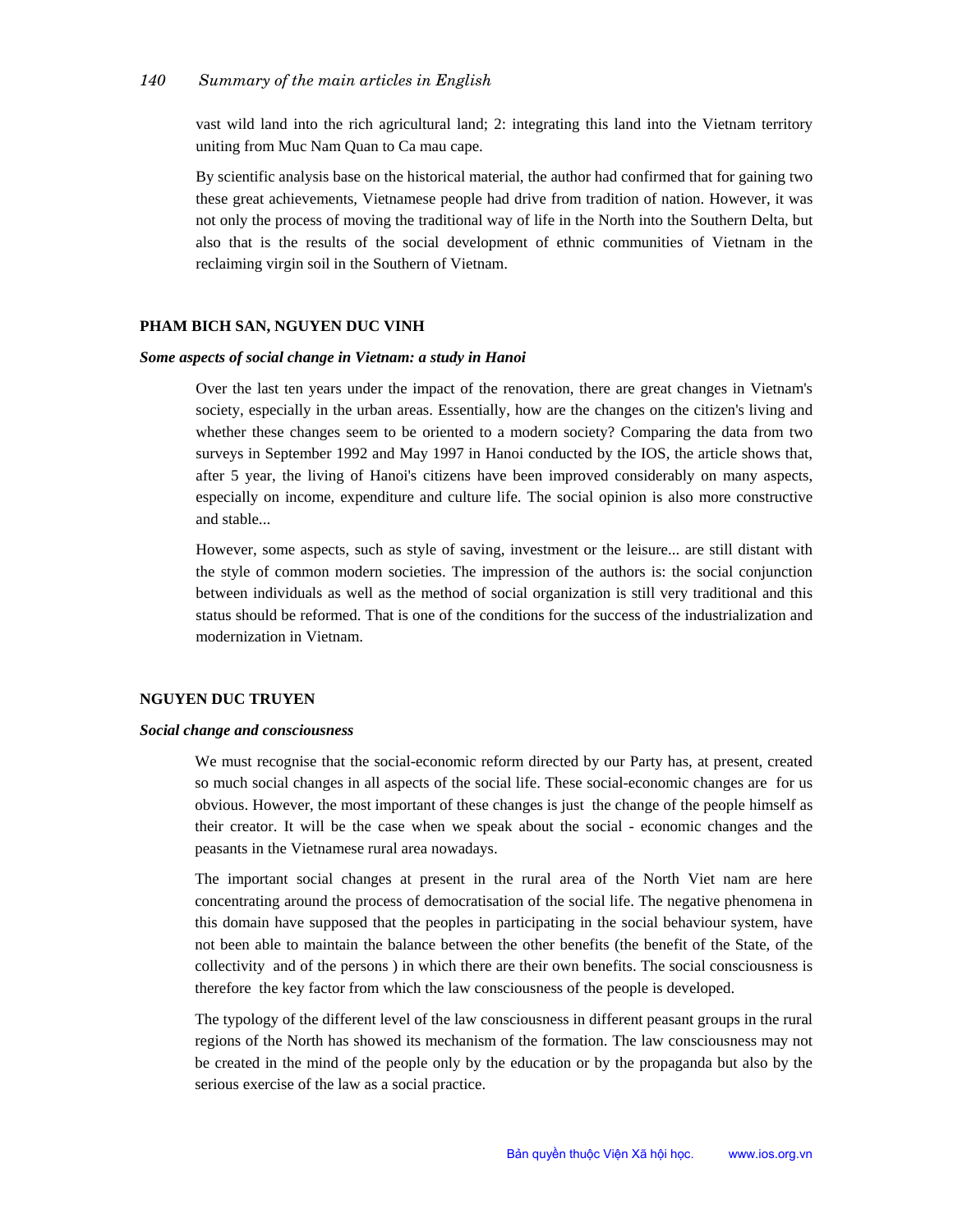vast wild land into the rich agricultural land; 2: integrating this land into the Vietnam territory uniting from Muc Nam Quan to Ca mau cape.

By scientific analysis base on the historical material, the author had confirmed that for gaining two these great achievements, Vietnamese people had drive from tradition of nation. However, it was not only the process of moving the traditional way of life in the North into the Southern Delta, but also that is the results of the social development of ethnic communities of Vietnam in the reclaiming virgin soil in the Southern of Vietnam.

**PHAM BICH SAN, NGUYEN DUC VINH**

***Some aspects of social change in Vietnam: a study in Hanoi***

Over the last ten years under the impact of the renovation, there are great changes in Vietnam's society, especially in the urban areas. Essentially, how are the changes on the citizen's living and whether these changes seem to be oriented to a modern society? Comparing the data from two surveys in September 1992 and May 1997 in Hanoi conducted by the IOS, the article shows that, after 5 year, the living of Hanoi's citizens have been improved considerably on many aspects, especially on income, expenditure and culture life. The social opinion is also more constructive and stable...

However, some aspects, such as style of saving, investment or the leisure... are still distant with the style of common modern societies. The impression of the authors is: the social conjunction between individuals as well as the method of social organization is still very traditional and this status should be reformed. That is one of the conditions for the success of the industrialization and modernization in Vietnam.

**NGUYEN DUC TRUYEN**

***Social change and consciousness***

We must recognise that the social-economic reform directed by our Party has, at present, created so much social changes in all aspects of the social life. These social-economic changes are for us obvious. However, the most important of these changes is just the change of the people himself as their creator. It will be the case when we speak about the social - economic changes and the peasants in the Vietnamese rural area nowadays.

The important social changes at present in the rural area of the North Viet nam are here concentrating around the process of democratisation of the social life. The negative phenomena in this domain have supposed that the peoples in participating in the social behaviour system, have not been able to maintain the balance between the other benefits (the benefit of the State, of the collectivity and of the persons ) in which there are their own benefits. The social consciousness is therefore the key factor from which the law consciousness of the people is developed.

The typology of the different level of the law consciousness in different peasant groups in the rural regions of the North has showed its mechanism of the formation. The law consciousness may not be created in the mind of the people only by the education or by the propaganda but also by the serious exercise of the law as a social practice.